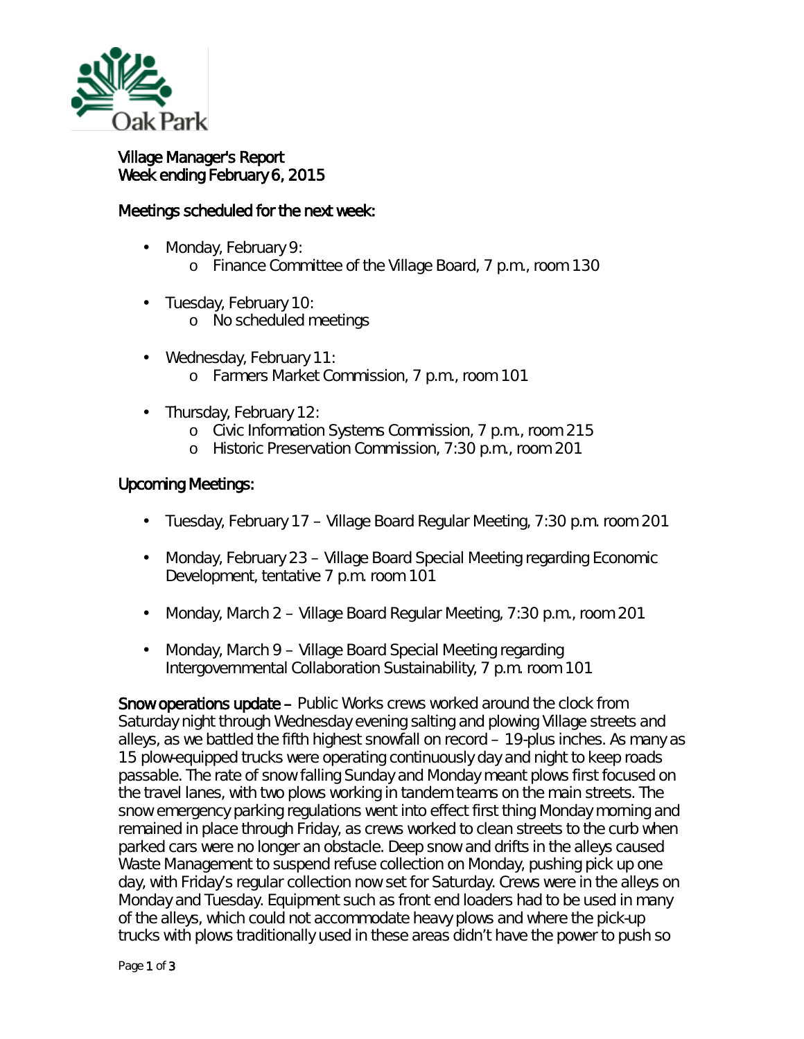Oak Park

# Village Manager's Report
Week ending February 6, 2015

## Meetings scheduled for the next week:

- Monday, February 9:
  - Finance Committee of the Village Board, 7 p.m., room 130
- Tuesday, February 10:
  - No scheduled meetings
- Wednesday, February 11:
  - Farmers Market Commission, 7 p.m., room 101
- Thursday, February 12:
  - Civic Information Systems Commission, 7 p.m., room 215
  - Historic Preservation Commission, 7:30 p.m., room 201

## Upcoming Meetings:

- Tuesday, February 17 – Village Board Regular Meeting, 7:30 p.m. room 201
- Monday, February 23 – Village Board Special Meeting regarding Economic Development, tentative 7 p.m. room 101
- Monday, March 2 – Village Board Regular Meeting, 7:30 p.m., room 201
- Monday, March 9 – Village Board Special Meeting regarding Intergovernmental Collaboration Sustainability, 7 p.m. room 101

**Snow operations update –** Public Works crews worked around the clock from Saturday night through Wednesday evening salting and plowing Village streets and alleys, as we battled the fifth highest snowfall on record – 19-plus inches. As many as 15 plow-equipped trucks were operating continuously day and night to keep roads passable. The rate of snow falling Sunday and Monday meant plows first focused on the travel lanes, with two plows working in tandem teams on the main streets. The snow emergency parking regulations went into effect first thing Monday morning and remained in place through Friday, as crews worked to clean streets to the curb when parked cars were no longer an obstacle. Deep snow and drifts in the alleys caused Waste Management to suspend refuse collection on Monday, pushing pick up one day, with Friday's regular collection now set for Saturday. Crews were in the alleys on Monday and Tuesday. Equipment such as front end loaders had to be used in many of the alleys, which could not accommodate heavy plows and where the pick-up trucks with plows traditionally used in these areas didn't have the power to push so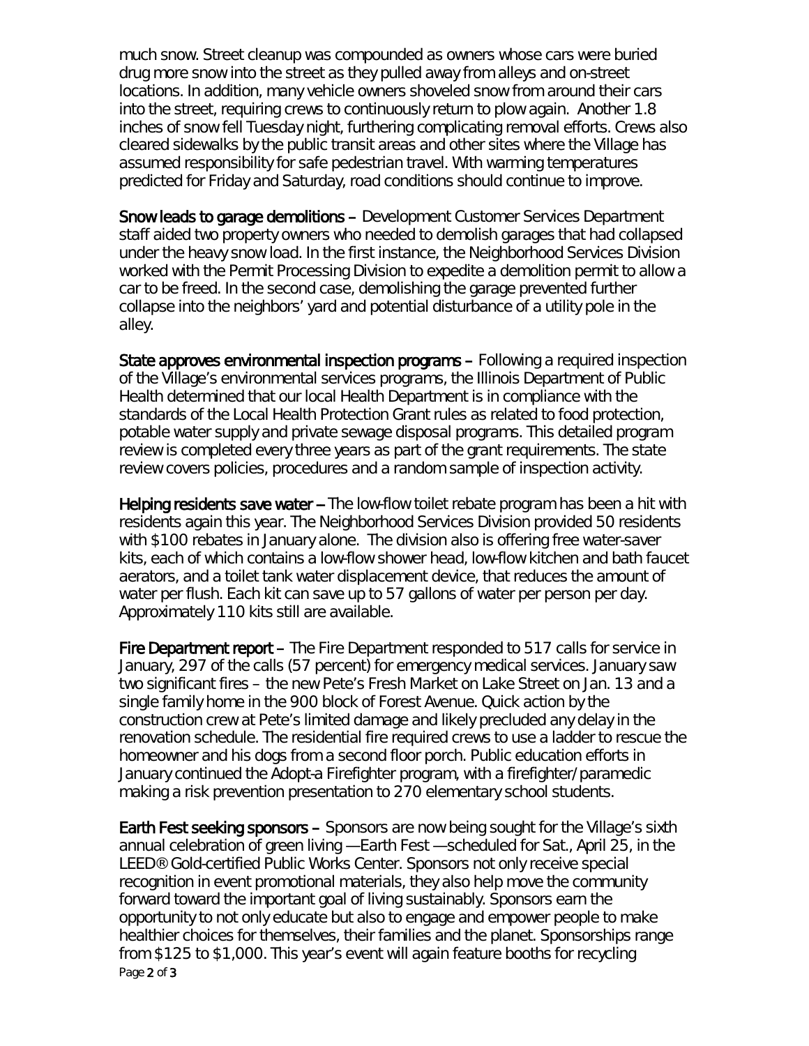much snow. Street cleanup was compounded as owners whose cars were buried drug more snow into the street as they pulled away from alleys and on-street locations. In addition, many vehicle owners shoveled snow from around their cars into the street, requiring crews to continuously return to plow again. Another 1.8 inches of snow fell Tuesday night, furthering complicating removal efforts. Crews also cleared sidewalks by the public transit areas and other sites where the Village has assumed responsibility for safe pedestrian travel. With warming temperatures predicted for Friday and Saturday, road conditions should continue to improve.

**Snow leads to garage demolitions** – Development Customer Services Department staff aided two property owners who needed to demolish garages that had collapsed under the heavy snow load. In the first instance, the Neighborhood Services Division worked with the Permit Processing Division to expedite a demolition permit to allow a car to be freed. In the second case, demolishing the garage prevented further collapse into the neighbors' yard and potential disturbance of a utility pole in the alley.

**State approves environmental inspection programs** – Following a required inspection of the Village's environmental services programs, the Illinois Department of Public Health determined that our local Health Department is in compliance with the standards of the Local Health Protection Grant rules as related to food protection, potable water supply and private sewage disposal programs. This detailed program review is completed every three years as part of the grant requirements. The state review covers policies, procedures and a random sample of inspection activity.

**Helping residents save water** – The low-flow toilet rebate program has been a hit with residents again this year. The Neighborhood Services Division provided 50 residents with $100 rebates in January alone. The division also is offering free water-saver kits, each of which contains a low-flow shower head, low-flow kitchen and bath faucet aerators, and a toilet tank water displacement device, that reduces the amount of water per flush. Each kit can save up to 57 gallons of water per person per day. Approximately 110 kits still are available.

**Fire Department report** – The Fire Department responded to 517 calls for service in January, 297 of the calls (57 percent) for emergency medical services. January saw two significant fires – the new Pete's Fresh Market on Lake Street on Jan. 13 and a single family home in the 900 block of Forest Avenue. Quick action by the construction crew at Pete's limited damage and likely precluded any delay in the renovation schedule. The residential fire required crews to use a ladder to rescue the homeowner and his dogs from a second floor porch. Public education efforts in January continued the Adopt-a Firefighter program, with a firefighter/paramedic making a risk prevention presentation to 270 elementary school students.

**Earth Fest seeking sponsors** – Sponsors are now being sought for the Village's sixth annual celebration of green living —Earth Fest —scheduled for Sat., April 25, in the LEED® Gold-certified Public Works Center. Sponsors not only receive special recognition in event promotional materials, they also help move the community forward toward the important goal of living sustainably. Sponsors earn the opportunity to not only educate but also to engage and empower people to make healthier choices for themselves, their families and the planet. Sponsorships range from $125 to $1,000. This year's event will again feature booths for recycling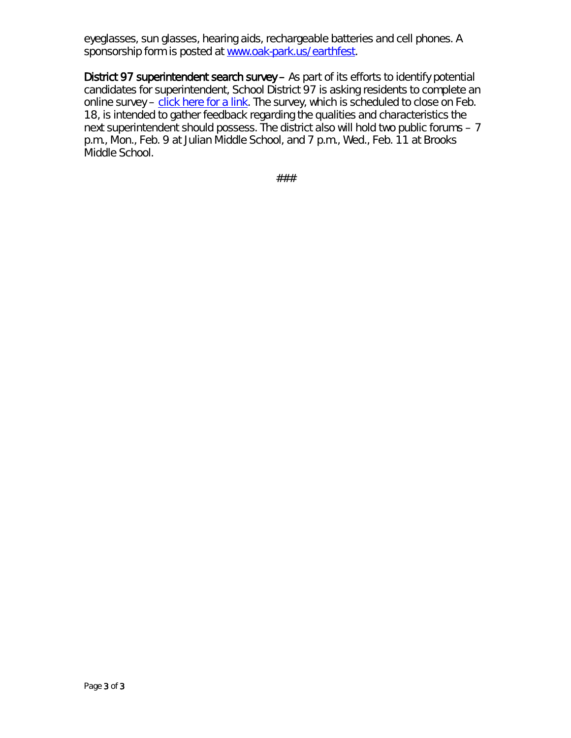eyeglasses, sun glasses, hearing aids, rechargeable batteries and cell phones. A sponsorship form is posted at [www.oak-park.us/earthfest](www.oak-park.us/earthfest).

**District 97 superintendent search survey** – As part of its efforts to identify potential candidates for superintendent, School District 97 is asking residents to complete an online survey – [click here for a link](). The survey, which is scheduled to close on Feb. 18, is intended to gather feedback regarding the qualities and characteristics the next superintendent should possess. The district also will hold two public forums – 7 p.m., Mon., Feb. 9 at Julian Middle School, and 7 p.m., Wed., Feb. 11 at Brooks Middle School.

###